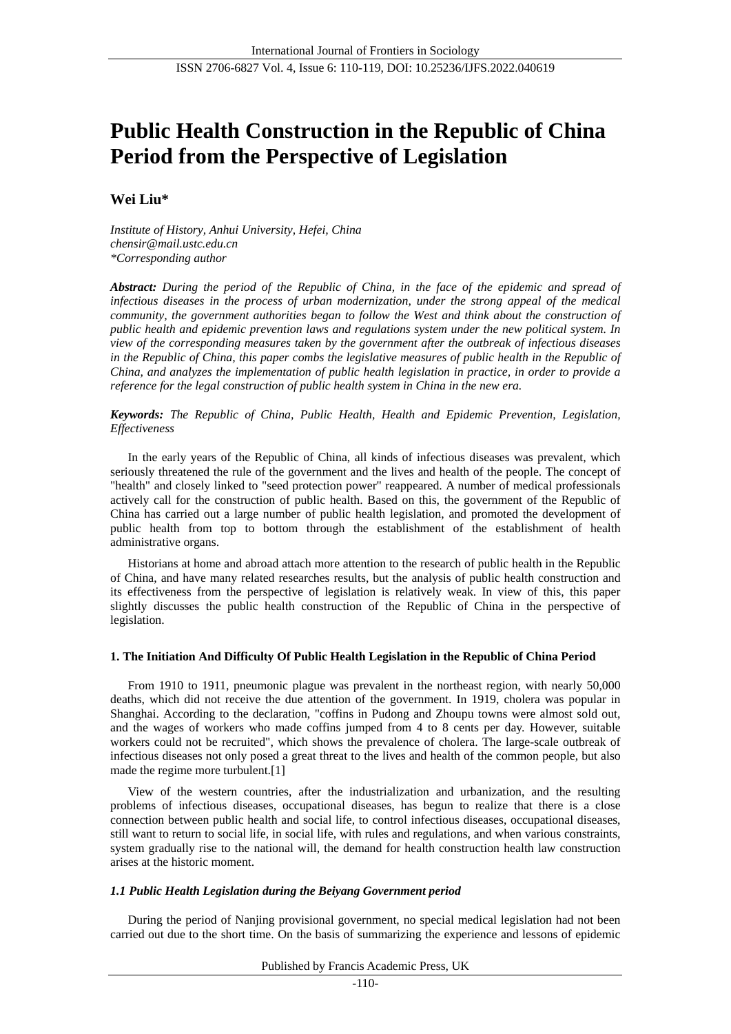# Public Health Construction in the Republic of China Period from the Perspective of Legislation

**Wei Liu***

*Institute of History, Anhui University, Hefei, China*
*chensir@mail.ustc.edu.cn*
*\*Corresponding author*

***Abstract:*** *During the period of the Republic of China, in the face of the epidemic and spread of infectious diseases in the process of urban modernization, under the strong appeal of the medical community, the government authorities began to follow the West and think about the construction of public health and epidemic prevention laws and regulations system under the new political system. In view of the corresponding measures taken by the government after the outbreak of infectious diseases in the Republic of China, this paper combs the legislative measures of public health in the Republic of China, and analyzes the implementation of public health legislation in practice, in order to provide a reference for the legal construction of public health system in China in the new era.*

***Keywords:*** *The Republic of China, Public Health, Health and Epidemic Prevention, Legislation, Effectiveness*

In the early years of the Republic of China, all kinds of infectious diseases was prevalent, which seriously threatened the rule of the government and the lives and health of the people. The concept of "health" and closely linked to "seed protection power" reappeared. A number of medical professionals actively call for the construction of public health. Based on this, the government of the Republic of China has carried out a large number of public health legislation, and promoted the development of public health from top to bottom through the establishment of the establishment of health administrative organs.

Historians at home and abroad attach more attention to the research of public health in the Republic of China, and have many related researches results, but the analysis of public health construction and its effectiveness from the perspective of legislation is relatively weak. In view of this, this paper slightly discusses the public health construction of the Republic of China in the perspective of legislation.

## 1. The Initiation And Difficulty Of Public Health Legislation in the Republic of China Period

From 1910 to 1911, pneumonic plague was prevalent in the northeast region, with nearly 50,000 deaths, which did not receive the due attention of the government. In 1919, cholera was popular in Shanghai. According to the declaration, "coffins in Pudong and Zhoupu towns were almost sold out, and the wages of workers who made coffins jumped from 4 to 8 cents per day. However, suitable workers could not be recruited", which shows the prevalence of cholera. The large-scale outbreak of infectious diseases not only posed a great threat to the lives and health of the common people, but also made the regime more turbulent.[1]

View of the western countries, after the industrialization and urbanization, and the resulting problems of infectious diseases, occupational diseases, has begun to realize that there is a close connection between public health and social life, to control infectious diseases, occupational diseases, still want to return to social life, in social life, with rules and regulations, and when various constraints, system gradually rise to the national will, the demand for health construction health law construction arises at the historic moment.

### *1.1 Public Health Legislation during the Beiyang Government period*

During the period of Nanjing provisional government, no special medical legislation had not been carried out due to the short time. On the basis of summarizing the experience and lessons of epidemic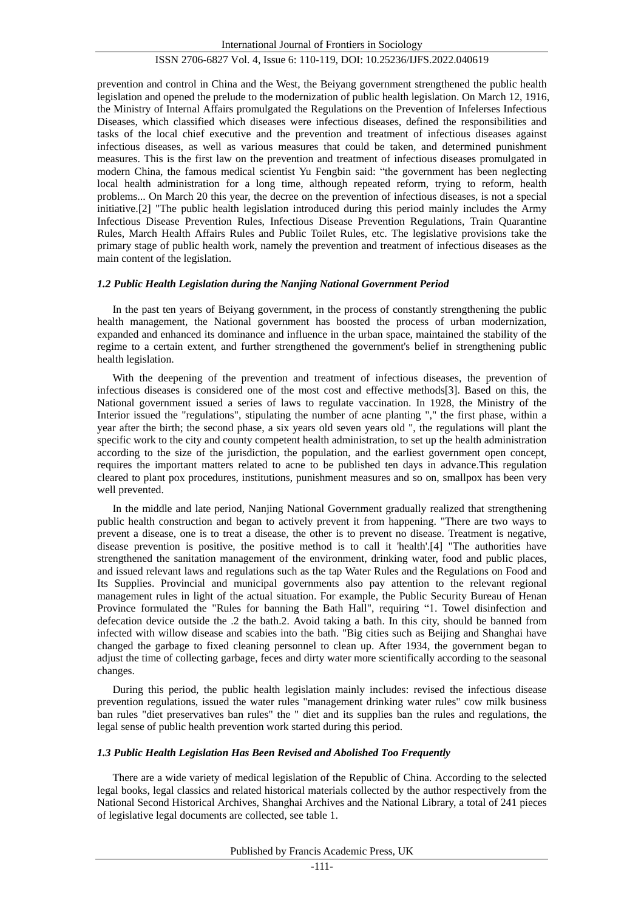prevention and control in China and the West, the Beiyang government strengthened the public health legislation and opened the prelude to the modernization of public health legislation. On March 12, 1916, the Ministry of Internal Affairs promulgated the Regulations on the Prevention of Infelerses Infectious Diseases, which classified which diseases were infectious diseases, defined the responsibilities and tasks of the local chief executive and the prevention and treatment of infectious diseases against infectious diseases, as well as various measures that could be taken, and determined punishment measures. This is the first law on the prevention and treatment of infectious diseases promulgated in modern China, the famous medical scientist Yu Fengbin said: "the government has been neglecting local health administration for a long time, although repeated reform, trying to reform, health problems... On March 20 this year, the decree on the prevention of infectious diseases, is not a special initiative.[2] "The public health legislation introduced during this period mainly includes the Army Infectious Disease Prevention Rules, Infectious Disease Prevention Regulations, Train Quarantine Rules, March Health Affairs Rules and Public Toilet Rules, etc. The legislative provisions take the primary stage of public health work, namely the prevention and treatment of infectious diseases as the main content of the legislation.

### *1.2 Public Health Legislation during the Nanjing National Government Period*

In the past ten years of Beiyang government, in the process of constantly strengthening the public health management, the National government has boosted the process of urban modernization, expanded and enhanced its dominance and influence in the urban space, maintained the stability of the regime to a certain extent, and further strengthened the government's belief in strengthening public health legislation.

With the deepening of the prevention and treatment of infectious diseases, the prevention of infectious diseases is considered one of the most cost and effective methods[3]. Based on this, the National government issued a series of laws to regulate vaccination. In 1928, the Ministry of the Interior issued the "regulations", stipulating the number of acne planting "," the first phase, within a year after the birth; the second phase, a six years old seven years old ", the regulations will plant the specific work to the city and county competent health administration, to set up the health administration according to the size of the jurisdiction, the population, and the earliest government open concept, requires the important matters related to acne to be published ten days in advance.This regulation cleared to plant pox procedures, institutions, punishment measures and so on, smallpox has been very well prevented.

In the middle and late period, Nanjing National Government gradually realized that strengthening public health construction and began to actively prevent it from happening. "There are two ways to prevent a disease, one is to treat a disease, the other is to prevent no disease. Treatment is negative, disease prevention is positive, the positive method is to call it 'health'.[4] "The authorities have strengthened the sanitation management of the environment, drinking water, food and public places, and issued relevant laws and regulations such as the tap Water Rules and the Regulations on Food and Its Supplies. Provincial and municipal governments also pay attention to the relevant regional management rules in light of the actual situation. For example, the Public Security Bureau of Henan Province formulated the "Rules for banning the Bath Hall", requiring "1. Towel disinfection and defecation device outside the .2 the bath.2. Avoid taking a bath. In this city, should be banned from infected with willow disease and scabies into the bath. "Big cities such as Beijing and Shanghai have changed the garbage to fixed cleaning personnel to clean up. After 1934, the government began to adjust the time of collecting garbage, feces and dirty water more scientifically according to the seasonal changes.

During this period, the public health legislation mainly includes: revised the infectious disease prevention regulations, issued the water rules "management drinking water rules" cow milk business ban rules "diet preservatives ban rules" the " diet and its supplies ban the rules and regulations, the legal sense of public health prevention work started during this period.

### *1.3 Public Health Legislation Has Been Revised and Abolished Too Frequently*

There are a wide variety of medical legislation of the Republic of China. According to the selected legal books, legal classics and related historical materials collected by the author respectively from the National Second Historical Archives, Shanghai Archives and the National Library, a total of 241 pieces of legislative legal documents are collected, see table 1.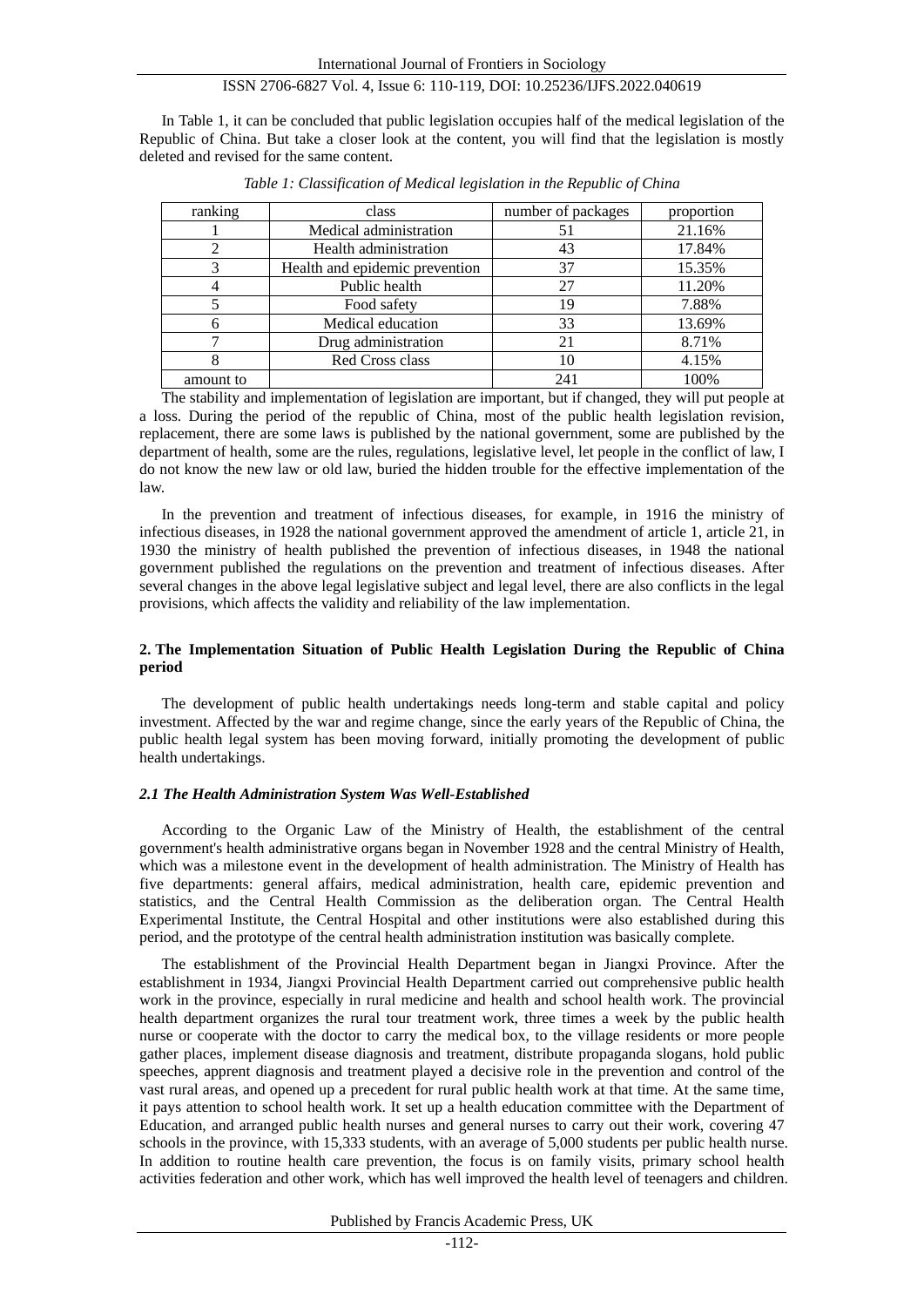In Table 1, it can be concluded that public legislation occupies half of the medical legislation of the Republic of China. But take a closer look at the content, you will find that the legislation is mostly deleted and revised for the same content.

*Table 1: Classification of Medical legislation in the Republic of China*

| ranking | class | number of packages | proportion |
|---|---|---|---|
| 1 | Medical administration | 51 | 21.16% |
| 2 | Health administration | 43 | 17.84% |
| 3 | Health and epidemic prevention | 37 | 15.35% |
| 4 | Public health | 27 | 11.20% |
| 5 | Food safety | 19 | 7.88% |
| 6 | Medical education | 33 | 13.69% |
| 7 | Drug administration | 21 | 8.71% |
| 8 | Red Cross class | 10 | 4.15% |
| amount to | | 241 | 100% |

The stability and implementation of legislation are important, but if changed, they will put people at a loss. During the period of the republic of China, most of the public health legislation revision, replacement, there are some laws is published by the national government, some are published by the department of health, some are the rules, regulations, legislative level, let people in the conflict of law, I do not know the new law or old law, buried the hidden trouble for the effective implementation of the law.

In the prevention and treatment of infectious diseases, for example, in 1916 the ministry of infectious diseases, in 1928 the national government approved the amendment of article 1, article 21, in 1930 the ministry of health published the prevention of infectious diseases, in 1948 the national government published the regulations on the prevention and treatment of infectious diseases. After several changes in the above legal legislative subject and legal level, there are also conflicts in the legal provisions, which affects the validity and reliability of the law implementation.

## 2. The Implementation Situation of Public Health Legislation During the Republic of China period

The development of public health undertakings needs long-term and stable capital and policy investment. Affected by the war and regime change, since the early years of the Republic of China, the public health legal system has been moving forward, initially promoting the development of public health undertakings.

### 2.1 The Health Administration System Was Well-Established

According to the Organic Law of the Ministry of Health, the establishment of the central government's health administrative organs began in November 1928 and the central Ministry of Health, which was a milestone event in the development of health administration. The Ministry of Health has five departments: general affairs, medical administration, health care, epidemic prevention and statistics, and the Central Health Commission as the deliberation organ. The Central Health Experimental Institute, the Central Hospital and other institutions were also established during this period, and the prototype of the central health administration institution was basically complete.

The establishment of the Provincial Health Department began in Jiangxi Province. After the establishment in 1934, Jiangxi Provincial Health Department carried out comprehensive public health work in the province, especially in rural medicine and health and school health work. The provincial health department organizes the rural tour treatment work, three times a week by the public health nurse or cooperate with the doctor to carry the medical box, to the village residents or more people gather places, implement disease diagnosis and treatment, distribute propaganda slogans, hold public speeches, apprent diagnosis and treatment played a decisive role in the prevention and control of the vast rural areas, and opened up a precedent for rural public health work at that time. At the same time, it pays attention to school health work. It set up a health education committee with the Department of Education, and arranged public health nurses and general nurses to carry out their work, covering 47 schools in the province, with 15,333 students, with an average of 5,000 students per public health nurse. In addition to routine health care prevention, the focus is on family visits, primary school health activities federation and other work, which has well improved the health level of teenagers and children.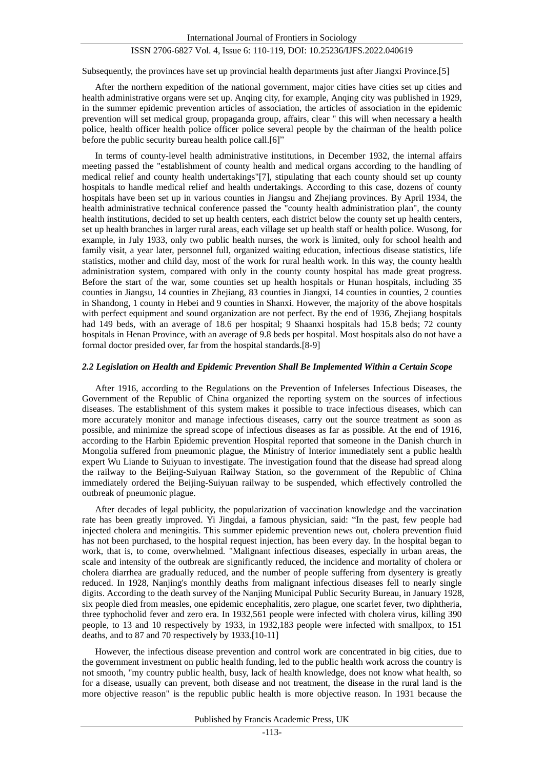Subsequently, the provinces have set up provincial health departments just after Jiangxi Province.[5]

After the northern expedition of the national government, major cities have cities set up cities and health administrative organs were set up. Anqing city, for example, Anqing city was published in 1929, in the summer epidemic prevention articles of association, the articles of association in the epidemic prevention will set medical group, propaganda group, affairs, clear " this will when necessary a health police, health officer health police officer police several people by the chairman of the health police before the public security bureau health police call.[6]"

In terms of county-level health administrative institutions, in December 1932, the internal affairs meeting passed the "establishment of county health and medical organs according to the handling of medical relief and county health undertakings"[7], stipulating that each county should set up county hospitals to handle medical relief and health undertakings. According to this case, dozens of county hospitals have been set up in various counties in Jiangsu and Zhejiang provinces. By April 1934, the health administrative technical conference passed the "county health administration plan", the county health institutions, decided to set up health centers, each district below the county set up health centers, set up health branches in larger rural areas, each village set up health staff or health police. Wusong, for example, in July 1933, only two public health nurses, the work is limited, only for school health and family visit, a year later, personnel full, organized waiting education, infectious disease statistics, life statistics, mother and child day, most of the work for rural health work. In this way, the county health administration system, compared with only in the county county hospital has made great progress. Before the start of the war, some counties set up health hospitals or Hunan hospitals, including 35 counties in Jiangsu, 14 counties in Zhejiang, 83 counties in Jiangxi, 14 counties in counties, 2 counties in Shandong, 1 county in Hebei and 9 counties in Shanxi. However, the majority of the above hospitals with perfect equipment and sound organization are not perfect. By the end of 1936, Zhejiang hospitals had 149 beds, with an average of 18.6 per hospital; 9 Shaanxi hospitals had 15.8 beds; 72 county hospitals in Henan Province, with an average of 9.8 beds per hospital. Most hospitals also do not have a formal doctor presided over, far from the hospital standards.[8-9]

### *2.2 Legislation on Health and Epidemic Prevention Shall Be Implemented Within a Certain Scope*

After 1916, according to the Regulations on the Prevention of Infelerses Infectious Diseases, the Government of the Republic of China organized the reporting system on the sources of infectious diseases. The establishment of this system makes it possible to trace infectious diseases, which can more accurately monitor and manage infectious diseases, carry out the source treatment as soon as possible, and minimize the spread scope of infectious diseases as far as possible. At the end of 1916, according to the Harbin Epidemic prevention Hospital reported that someone in the Danish church in Mongolia suffered from pneumonic plague, the Ministry of Interior immediately sent a public health expert Wu Liande to Suiyuan to investigate. The investigation found that the disease had spread along the railway to the Beijing-Suiyuan Railway Station, so the government of the Republic of China immediately ordered the Beijing-Suiyuan railway to be suspended, which effectively controlled the outbreak of pneumonic plague.

After decades of legal publicity, the popularization of vaccination knowledge and the vaccination rate has been greatly improved. Yi Jingdai, a famous physician, said: "In the past, few people had injected cholera and meningitis. This summer epidemic prevention news out, cholera prevention fluid has not been purchased, to the hospital request injection, has been every day. In the hospital began to work, that is, to come, overwhelmed. "Malignant infectious diseases, especially in urban areas, the scale and intensity of the outbreak are significantly reduced, the incidence and mortality of cholera or cholera diarrhea are gradually reduced, and the number of people suffering from dysentery is greatly reduced. In 1928, Nanjing's monthly deaths from malignant infectious diseases fell to nearly single digits. According to the death survey of the Nanjing Municipal Public Security Bureau, in January 1928, six people died from measles, one epidemic encephalitis, zero plague, one scarlet fever, two diphtheria, three typhocholid fever and zero era. In 1932,561 people were infected with cholera virus, killing 390 people, to 13 and 10 respectively by 1933, in 1932,183 people were infected with smallpox, to 151 deaths, and to 87 and 70 respectively by 1933.[10-11]

However, the infectious disease prevention and control work are concentrated in big cities, due to the government investment on public health funding, led to the public health work across the country is not smooth, "my country public health, busy, lack of health knowledge, does not know what health, so for a disease, usually can prevent, both disease and not treatment, the disease in the rural land is the more objective reason" is the republic public health is more objective reason. In 1931 because the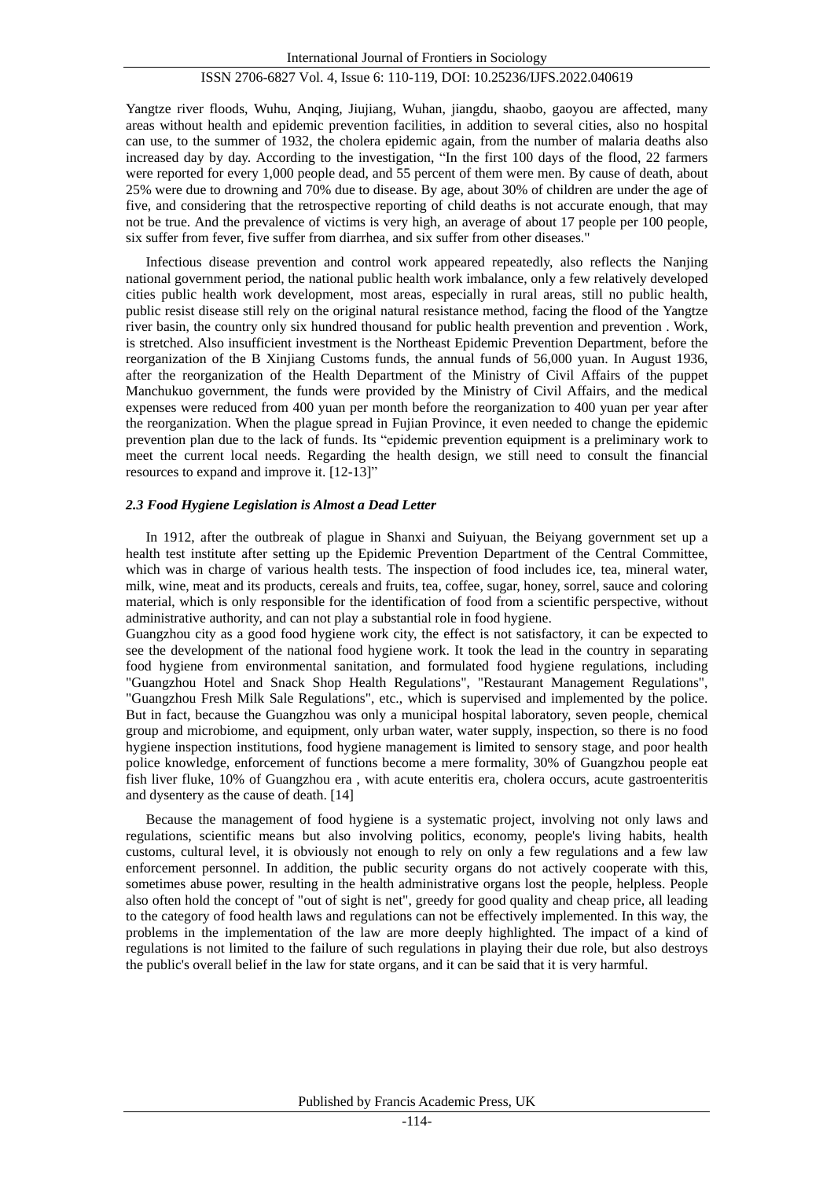Yangtze river floods, Wuhu, Anqing, Jiujiang, Wuhan, jiangdu, shaobo, gaoyou are affected, many areas without health and epidemic prevention facilities, in addition to several cities, also no hospital can use, to the summer of 1932, the cholera epidemic again, from the number of malaria deaths also increased day by day. According to the investigation, "In the first 100 days of the flood, 22 farmers were reported for every 1,000 people dead, and 55 percent of them were men. By cause of death, about 25% were due to drowning and 70% due to disease. By age, about 30% of children are under the age of five, and considering that the retrospective reporting of child deaths is not accurate enough, that may not be true. And the prevalence of victims is very high, an average of about 17 people per 100 people, six suffer from fever, five suffer from diarrhea, and six suffer from other diseases."

Infectious disease prevention and control work appeared repeatedly, also reflects the Nanjing national government period, the national public health work imbalance, only a few relatively developed cities public health work development, most areas, especially in rural areas, still no public health, public resist disease still rely on the original natural resistance method, facing the flood of the Yangtze river basin, the country only six hundred thousand for public health prevention and prevention . Work, is stretched. Also insufficient investment is the Northeast Epidemic Prevention Department, before the reorganization of the B Xinjiang Customs funds, the annual funds of 56,000 yuan. In August 1936, after the reorganization of the Health Department of the Ministry of Civil Affairs of the puppet Manchukuo government, the funds were provided by the Ministry of Civil Affairs, and the medical expenses were reduced from 400 yuan per month before the reorganization to 400 yuan per year after the reorganization. When the plague spread in Fujian Province, it even needed to change the epidemic prevention plan due to the lack of funds. Its "epidemic prevention equipment is a preliminary work to meet the current local needs. Regarding the health design, we still need to consult the financial resources to expand and improve it. [12-13]"

### *2.3 Food Hygiene Legislation is Almost a Dead Letter*

In 1912, after the outbreak of plague in Shanxi and Suiyuan, the Beiyang government set up a health test institute after setting up the Epidemic Prevention Department of the Central Committee, which was in charge of various health tests. The inspection of food includes ice, tea, mineral water, milk, wine, meat and its products, cereals and fruits, tea, coffee, sugar, honey, sorrel, sauce and coloring material, which is only responsible for the identification of food from a scientific perspective, without administrative authority, and can not play a substantial role in food hygiene.

Guangzhou city as a good food hygiene work city, the effect is not satisfactory, it can be expected to see the development of the national food hygiene work. It took the lead in the country in separating food hygiene from environmental sanitation, and formulated food hygiene regulations, including "Guangzhou Hotel and Snack Shop Health Regulations", "Restaurant Management Regulations", "Guangzhou Fresh Milk Sale Regulations", etc., which is supervised and implemented by the police. But in fact, because the Guangzhou was only a municipal hospital laboratory, seven people, chemical group and microbiome, and equipment, only urban water, water supply, inspection, so there is no food hygiene inspection institutions, food hygiene management is limited to sensory stage, and poor health police knowledge, enforcement of functions become a mere formality, 30% of Guangzhou people eat fish liver fluke, 10% of Guangzhou era , with acute enteritis era, cholera occurs, acute gastroenteritis and dysentery as the cause of death. [14]

Because the management of food hygiene is a systematic project, involving not only laws and regulations, scientific means but also involving politics, economy, people's living habits, health customs, cultural level, it is obviously not enough to rely on only a few regulations and a few law enforcement personnel. In addition, the public security organs do not actively cooperate with this, sometimes abuse power, resulting in the health administrative organs lost the people, helpless. People also often hold the concept of "out of sight is net", greedy for good quality and cheap price, all leading to the category of food health laws and regulations can not be effectively implemented. In this way, the problems in the implementation of the law are more deeply highlighted. The impact of a kind of regulations is not limited to the failure of such regulations in playing their due role, but also destroys the public's overall belief in the law for state organs, and it can be said that it is very harmful.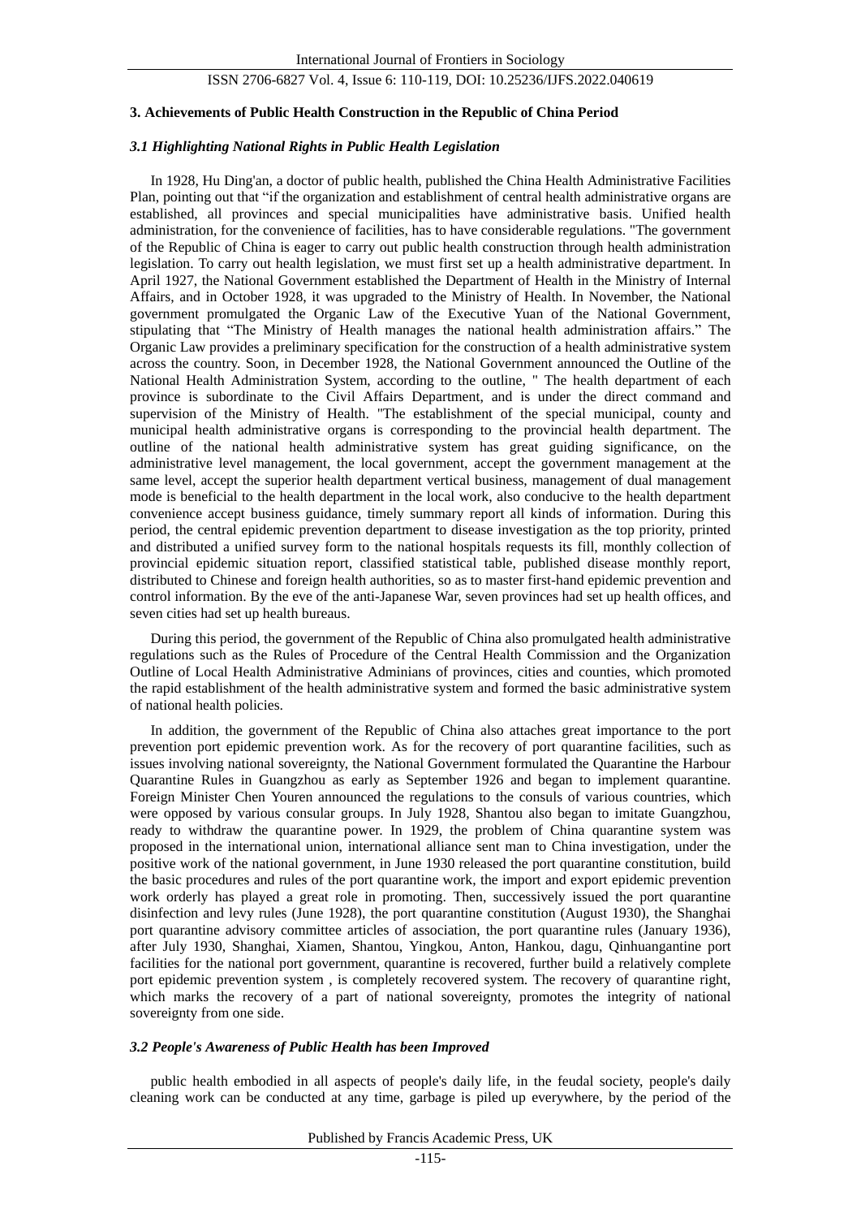## 3. Achievements of Public Health Construction in the Republic of China Period

### *3.1 Highlighting National Rights in Public Health Legislation*

In 1928, Hu Ding'an, a doctor of public health, published the China Health Administrative Facilities Plan, pointing out that “if the organization and establishment of central health administrative organs are established, all provinces and special municipalities have administrative basis. Unified health administration, for the convenience of facilities, has to have considerable regulations. "The government of the Republic of China is eager to carry out public health construction through health administration legislation. To carry out health legislation, we must first set up a health administrative department. In April 1927, the National Government established the Department of Health in the Ministry of Internal Affairs, and in October 1928, it was upgraded to the Ministry of Health. In November, the National government promulgated the Organic Law of the Executive Yuan of the National Government, stipulating that “The Ministry of Health manages the national health administration affairs.” The Organic Law provides a preliminary specification for the construction of a health administrative system across the country. Soon, in December 1928, the National Government announced the Outline of the National Health Administration System, according to the outline, " The health department of each province is subordinate to the Civil Affairs Department, and is under the direct command and supervision of the Ministry of Health. "The establishment of the special municipal, county and municipal health administrative organs is corresponding to the provincial health department. The outline of the national health administrative system has great guiding significance, on the administrative level management, the local government, accept the government management at the same level, accept the superior health department vertical business, management of dual management mode is beneficial to the health department in the local work, also conducive to the health department convenience accept business guidance, timely summary report all kinds of information. During this period, the central epidemic prevention department to disease investigation as the top priority, printed and distributed a unified survey form to the national hospitals requests its fill, monthly collection of provincial epidemic situation report, classified statistical table, published disease monthly report, distributed to Chinese and foreign health authorities, so as to master first-hand epidemic prevention and control information. By the eve of the anti-Japanese War, seven provinces had set up health offices, and seven cities had set up health bureaus.

During this period, the government of the Republic of China also promulgated health administrative regulations such as the Rules of Procedure of the Central Health Commission and the Organization Outline of Local Health Administrative Adminians of provinces, cities and counties, which promoted the rapid establishment of the health administrative system and formed the basic administrative system of national health policies.

In addition, the government of the Republic of China also attaches great importance to the port prevention port epidemic prevention work. As for the recovery of port quarantine facilities, such as issues involving national sovereignty, the National Government formulated the Quarantine the Harbour Quarantine Rules in Guangzhou as early as September 1926 and began to implement quarantine. Foreign Minister Chen Youren announced the regulations to the consuls of various countries, which were opposed by various consular groups. In July 1928, Shantou also began to imitate Guangzhou, ready to withdraw the quarantine power. In 1929, the problem of China quarantine system was proposed in the international union, international alliance sent man to China investigation, under the positive work of the national government, in June 1930 released the port quarantine constitution, build the basic procedures and rules of the port quarantine work, the import and export epidemic prevention work orderly has played a great role in promoting. Then, successively issued the port quarantine disinfection and levy rules (June 1928), the port quarantine constitution (August 1930), the Shanghai port quarantine advisory committee articles of association, the port quarantine rules (January 1936), after July 1930, Shanghai, Xiamen, Shantou, Yingkou, Anton, Hankou, dagu, Qinhuangantine port facilities for the national port government, quarantine is recovered, further build a relatively complete port epidemic prevention system , is completely recovered system. The recovery of quarantine right, which marks the recovery of a part of national sovereignty, promotes the integrity of national sovereignty from one side.

### *3.2 People's Awareness of Public Health has been Improved*

public health embodied in all aspects of people's daily life, in the feudal society, people's daily cleaning work can be conducted at any time, garbage is piled up everywhere, by the period of the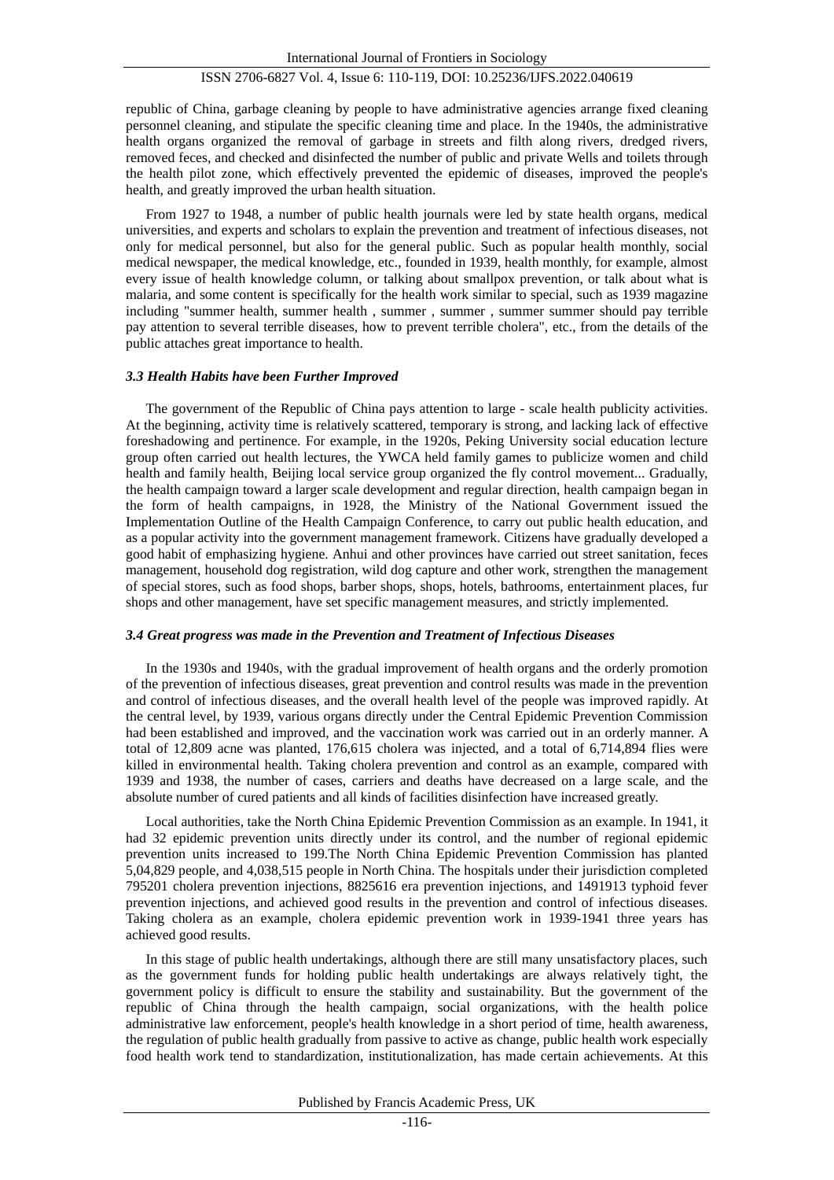republic of China, garbage cleaning by people to have administrative agencies arrange fixed cleaning personnel cleaning, and stipulate the specific cleaning time and place. In the 1940s, the administrative health organs organized the removal of garbage in streets and filth along rivers, dredged rivers, removed feces, and checked and disinfected the number of public and private Wells and toilets through the health pilot zone, which effectively prevented the epidemic of diseases, improved the people's health, and greatly improved the urban health situation.

From 1927 to 1948, a number of public health journals were led by state health organs, medical universities, and experts and scholars to explain the prevention and treatment of infectious diseases, not only for medical personnel, but also for the general public. Such as popular health monthly, social medical newspaper, the medical knowledge, etc., founded in 1939, health monthly, for example, almost every issue of health knowledge column, or talking about smallpox prevention, or talk about what is malaria, and some content is specifically for the health work similar to special, such as 1939 magazine including "summer health, summer health , summer , summer , summer summer should pay terrible pay attention to several terrible diseases, how to prevent terrible cholera", etc., from the details of the public attaches great importance to health.

### *3.3 Health Habits have been Further Improved*

The government of the Republic of China pays attention to large - scale health publicity activities. At the beginning, activity time is relatively scattered, temporary is strong, and lacking lack of effective foreshadowing and pertinence. For example, in the 1920s, Peking University social education lecture group often carried out health lectures, the YWCA held family games to publicize women and child health and family health, Beijing local service group organized the fly control movement... Gradually, the health campaign toward a larger scale development and regular direction, health campaign began in the form of health campaigns, in 1928, the Ministry of the National Government issued the Implementation Outline of the Health Campaign Conference, to carry out public health education, and as a popular activity into the government management framework. Citizens have gradually developed a good habit of emphasizing hygiene. Anhui and other provinces have carried out street sanitation, feces management, household dog registration, wild dog capture and other work, strengthen the management of special stores, such as food shops, barber shops, shops, hotels, bathrooms, entertainment places, fur shops and other management, have set specific management measures, and strictly implemented.

### *3.4 Great progress was made in the Prevention and Treatment of Infectious Diseases*

In the 1930s and 1940s, with the gradual improvement of health organs and the orderly promotion of the prevention of infectious diseases, great prevention and control results was made in the prevention and control of infectious diseases, and the overall health level of the people was improved rapidly. At the central level, by 1939, various organs directly under the Central Epidemic Prevention Commission had been established and improved, and the vaccination work was carried out in an orderly manner. A total of 12,809 acne was planted, 176,615 cholera was injected, and a total of 6,714,894 flies were killed in environmental health. Taking cholera prevention and control as an example, compared with 1939 and 1938, the number of cases, carriers and deaths have decreased on a large scale, and the absolute number of cured patients and all kinds of facilities disinfection have increased greatly.

Local authorities, take the North China Epidemic Prevention Commission as an example. In 1941, it had 32 epidemic prevention units directly under its control, and the number of regional epidemic prevention units increased to 199.The North China Epidemic Prevention Commission has planted 5,04,829 people, and 4,038,515 people in North China. The hospitals under their jurisdiction completed 795201 cholera prevention injections, 8825616 era prevention injections, and 1491913 typhoid fever prevention injections, and achieved good results in the prevention and control of infectious diseases. Taking cholera as an example, cholera epidemic prevention work in 1939-1941 three years has achieved good results.

In this stage of public health undertakings, although there are still many unsatisfactory places, such as the government funds for holding public health undertakings are always relatively tight, the government policy is difficult to ensure the stability and sustainability. But the government of the republic of China through the health campaign, social organizations, with the health police administrative law enforcement, people's health knowledge in a short period of time, health awareness, the regulation of public health gradually from passive to active as change, public health work especially food health work tend to standardization, institutionalization, has made certain achievements. At this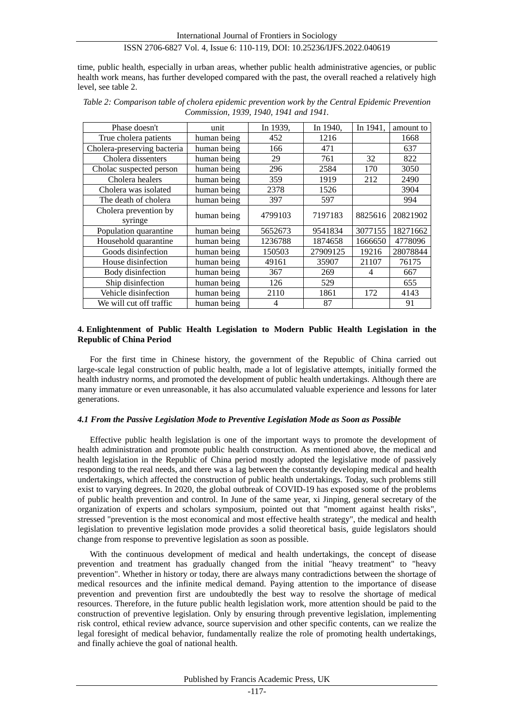time, public health, especially in urban areas, whether public health administrative agencies, or public health work means, has further developed compared with the past, the overall reached a relatively high level, see table 2.

*Table 2: Comparison table of cholera epidemic prevention work by the Central Epidemic Prevention Commission, 1939, 1940, 1941 and 1941.*

| Phase doesn't | unit | In 1939, | In 1940, | In 1941, | amount to |
|---|---|---|---|---|---|
| True cholera patients | human being | 452 | 1216 | | 1668 |
| Cholera-preserving bacteria | human being | 166 | 471 | | 637 |
| Cholera dissenters | human being | 29 | 761 | 32 | 822 |
| Cholac suspected person | human being | 296 | 2584 | 170 | 3050 |
| Cholera healers | human being | 359 | 1919 | 212 | 2490 |
| Cholera was isolated | human being | 2378 | 1526 | | 3904 |
| The death of cholera | human being | 397 | 597 | | 994 |
| Cholera prevention by syringe | human being | 4799103 | 7197183 | 8825616 | 20821902 |
| Population quarantine | human being | 5652673 | 9541834 | 3077155 | 18271662 |
| Household quarantine | human being | 1236788 | 1874658 | 1666650 | 4778096 |
| Goods disinfection | human being | 150503 | 27909125 | 19216 | 28078844 |
| House disinfection | human being | 49161 | 35907 | 21107 | 76175 |
| Body disinfection | human being | 367 | 269 | 4 | 667 |
| Ship disinfection | human being | 126 | 529 | | 655 |
| Vehicle disinfection | human being | 2110 | 1861 | 172 | 4143 |
| We will cut off traffic | human being | 4 | 87 | | 91 |

## 4. Enlightenment of Public Health Legislation to Modern Public Health Legislation in the Republic of China Period

For the first time in Chinese history, the government of the Republic of China carried out large-scale legal construction of public health, made a lot of legislative attempts, initially formed the health industry norms, and promoted the development of public health undertakings. Although there are many immature or even unreasonable, it has also accumulated valuable experience and lessons for later generations.

### *4.1 From the Passive Legislation Mode to Preventive Legislation Mode as Soon as Possible*

Effective public health legislation is one of the important ways to promote the development of health administration and promote public health construction. As mentioned above, the medical and health legislation in the Republic of China period mostly adopted the legislative mode of passively responding to the real needs, and there was a lag between the constantly developing medical and health undertakings, which affected the construction of public health undertakings. Today, such problems still exist to varying degrees. In 2020, the global outbreak of COVID-19 has exposed some of the problems of public health prevention and control. In June of the same year, xi Jinping, general secretary of the organization of experts and scholars symposium, pointed out that "moment against health risks", stressed "prevention is the most economical and most effective health strategy", the medical and health legislation to preventive legislation mode provides a solid theoretical basis, guide legislators should change from response to preventive legislation as soon as possible.

With the continuous development of medical and health undertakings, the concept of disease prevention and treatment has gradually changed from the initial "heavy treatment" to "heavy prevention". Whether in history or today, there are always many contradictions between the shortage of medical resources and the infinite medical demand. Paying attention to the importance of disease prevention and prevention first are undoubtedly the best way to resolve the shortage of medical resources. Therefore, in the future public health legislation work, more attention should be paid to the construction of preventive legislation. Only by ensuring through preventive legislation, implementing risk control, ethical review advance, source supervision and other specific contents, can we realize the legal foresight of medical behavior, fundamentally realize the role of promoting health undertakings, and finally achieve the goal of national health.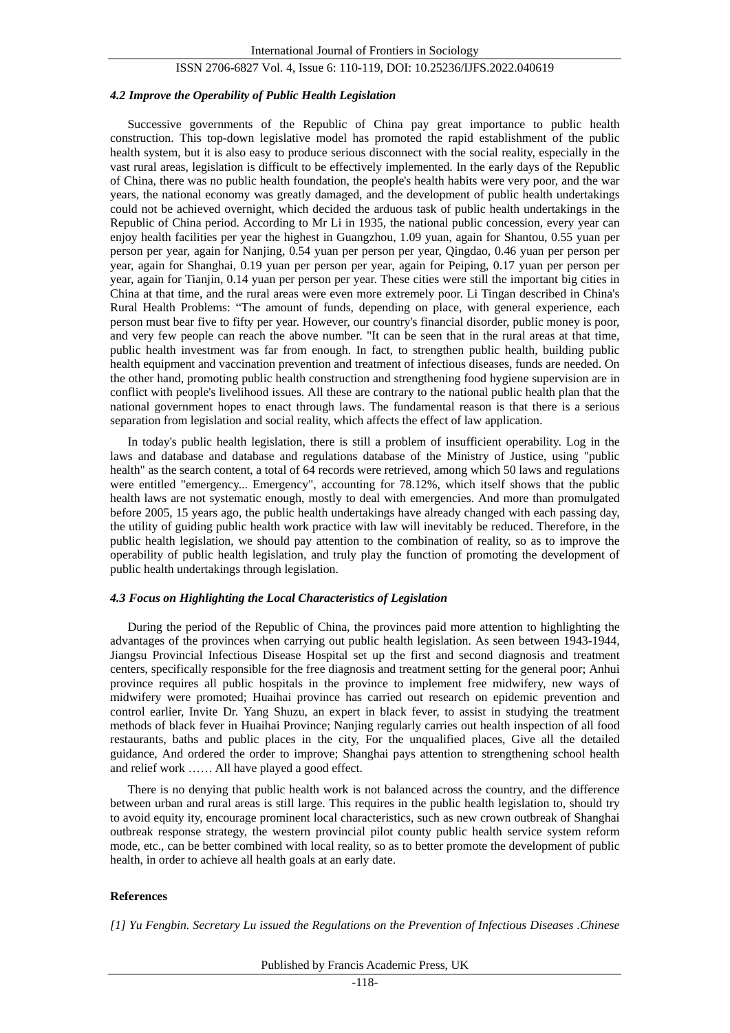### *4.2 Improve the Operability of Public Health Legislation*

Successive governments of the Republic of China pay great importance to public health construction. This top-down legislative model has promoted the rapid establishment of the public health system, but it is also easy to produce serious disconnect with the social reality, especially in the vast rural areas, legislation is difficult to be effectively implemented. In the early days of the Republic of China, there was no public health foundation, the people's health habits were very poor, and the war years, the national economy was greatly damaged, and the development of public health undertakings could not be achieved overnight, which decided the arduous task of public health undertakings in the Republic of China period. According to Mr Li in 1935, the national public concession, every year can enjoy health facilities per year the highest in Guangzhou, 1.09 yuan, again for Shantou, 0.55 yuan per person per year, again for Nanjing, 0.54 yuan per person per year, Qingdao, 0.46 yuan per person per year, again for Shanghai, 0.19 yuan per person per year, again for Peiping, 0.17 yuan per person per year, again for Tianjin, 0.14 yuan per person per year. These cities were still the important big cities in China at that time, and the rural areas were even more extremely poor. Li Tingan described in China's Rural Health Problems: "The amount of funds, depending on place, with general experience, each person must bear five to fifty per year. However, our country's financial disorder, public money is poor, and very few people can reach the above number. "It can be seen that in the rural areas at that time, public health investment was far from enough. In fact, to strengthen public health, building public health equipment and vaccination prevention and treatment of infectious diseases, funds are needed. On the other hand, promoting public health construction and strengthening food hygiene supervision are in conflict with people's livelihood issues. All these are contrary to the national public health plan that the national government hopes to enact through laws. The fundamental reason is that there is a serious separation from legislation and social reality, which affects the effect of law application.

In today's public health legislation, there is still a problem of insufficient operability. Log in the laws and database and database and regulations database of the Ministry of Justice, using "public health" as the search content, a total of 64 records were retrieved, among which 50 laws and regulations were entitled "emergency... Emergency", accounting for 78.12%, which itself shows that the public health laws are not systematic enough, mostly to deal with emergencies. And more than promulgated before 2005, 15 years ago, the public health undertakings have already changed with each passing day, the utility of guiding public health work practice with law will inevitably be reduced. Therefore, in the public health legislation, we should pay attention to the combination of reality, so as to improve the operability of public health legislation, and truly play the function of promoting the development of public health undertakings through legislation.

### *4.3 Focus on Highlighting the Local Characteristics of Legislation*

During the period of the Republic of China, the provinces paid more attention to highlighting the advantages of the provinces when carrying out public health legislation. As seen between 1943-1944, Jiangsu Provincial Infectious Disease Hospital set up the first and second diagnosis and treatment centers, specifically responsible for the free diagnosis and treatment setting for the general poor; Anhui province requires all public hospitals in the province to implement free midwifery, new ways of midwifery were promoted; Huaihai province has carried out research on epidemic prevention and control earlier, Invite Dr. Yang Shuzu, an expert in black fever, to assist in studying the treatment methods of black fever in Huaihai Province; Nanjing regularly carries out health inspection of all food restaurants, baths and public places in the city, For the unqualified places, Give all the detailed guidance, And ordered the order to improve; Shanghai pays attention to strengthening school health and relief work …… All have played a good effect.

There is no denying that public health work is not balanced across the country, and the difference between urban and rural areas is still large. This requires in the public health legislation to, should try to avoid equity ity, encourage prominent local characteristics, such as new crown outbreak of Shanghai outbreak response strategy, the western provincial pilot county public health service system reform mode, etc., can be better combined with local reality, so as to better promote the development of public health, in order to achieve all health goals at an early date.

**References**

*[1] Yu Fengbin. Secretary Lu issued the Regulations on the Prevention of Infectious Diseases .Chinese*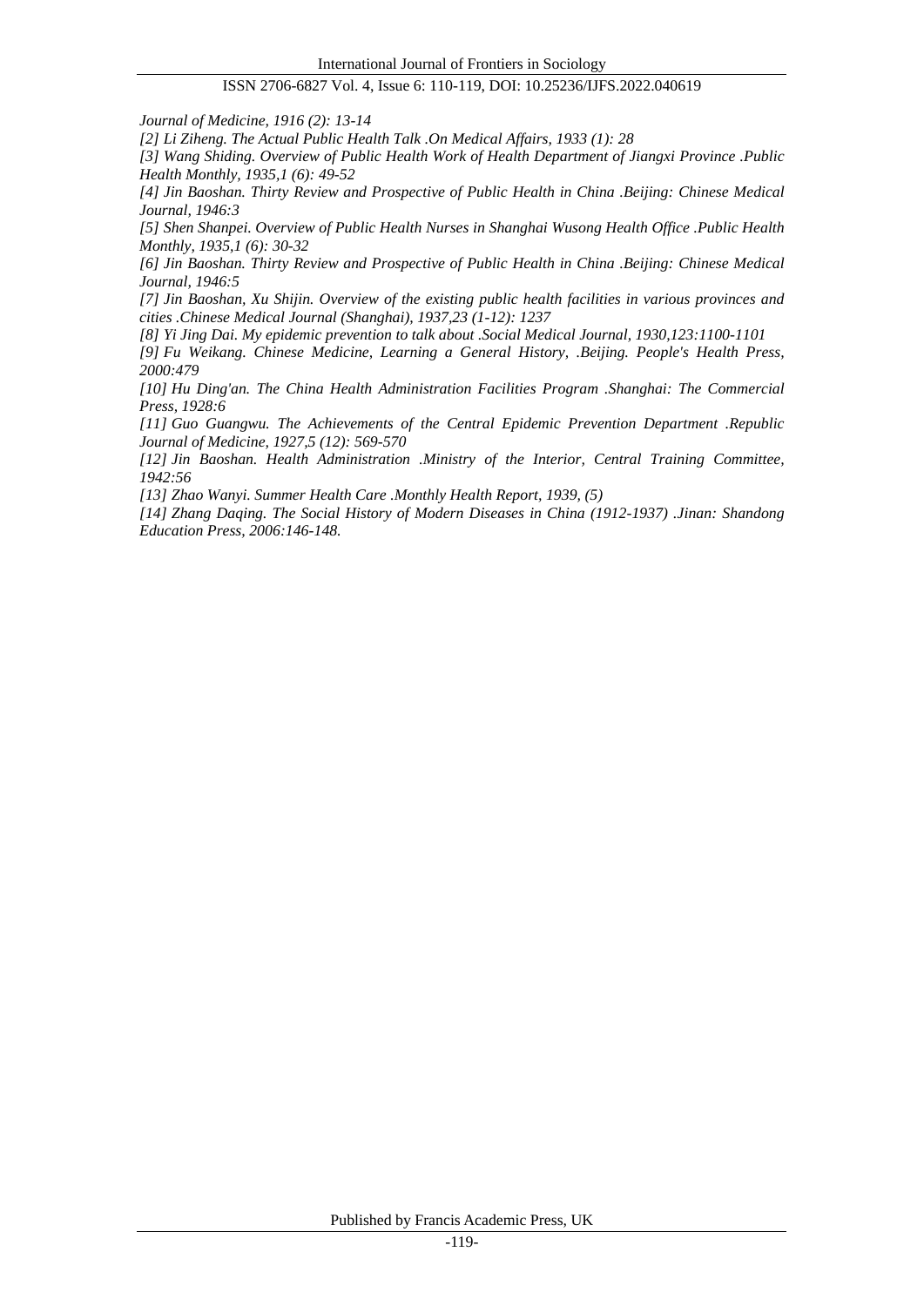*Journal of Medicine, 1916 (2): 13-14*

*[2] Li Ziheng. The Actual Public Health Talk .On Medical Affairs, 1933 (1): 28*

*[3] Wang Shiding. Overview of Public Health Work of Health Department of Jiangxi Province .Public Health Monthly, 1935,1 (6): 49-52*

*[4] Jin Baoshan. Thirty Review and Prospective of Public Health in China .Beijing: Chinese Medical Journal, 1946:3*

*[5] Shen Shanpei. Overview of Public Health Nurses in Shanghai Wusong Health Office .Public Health Monthly, 1935,1 (6): 30-32*

*[6] Jin Baoshan. Thirty Review and Prospective of Public Health in China .Beijing: Chinese Medical Journal, 1946:5*

*[7] Jin Baoshan, Xu Shijin. Overview of the existing public health facilities in various provinces and cities .Chinese Medical Journal (Shanghai), 1937,23 (1-12): 1237*

*[8] Yi Jing Dai. My epidemic prevention to talk about .Social Medical Journal, 1930,123:1100-1101*

*[9] Fu Weikang. Chinese Medicine, Learning a General History, .Beijing. People's Health Press, 2000:479*

*[10] Hu Ding'an. The China Health Administration Facilities Program .Shanghai: The Commercial Press, 1928:6*

*[11] Guo Guangwu. The Achievements of the Central Epidemic Prevention Department .Republic Journal of Medicine, 1927,5 (12): 569-570*

*[12] Jin Baoshan. Health Administration .Ministry of the Interior, Central Training Committee, 1942:56*

*[13] Zhao Wanyi. Summer Health Care .Monthly Health Report, 1939, (5)*

*[14] Zhang Daqing. The Social History of Modern Diseases in China (1912-1937) .Jinan: Shandong Education Press, 2006:146-148.*